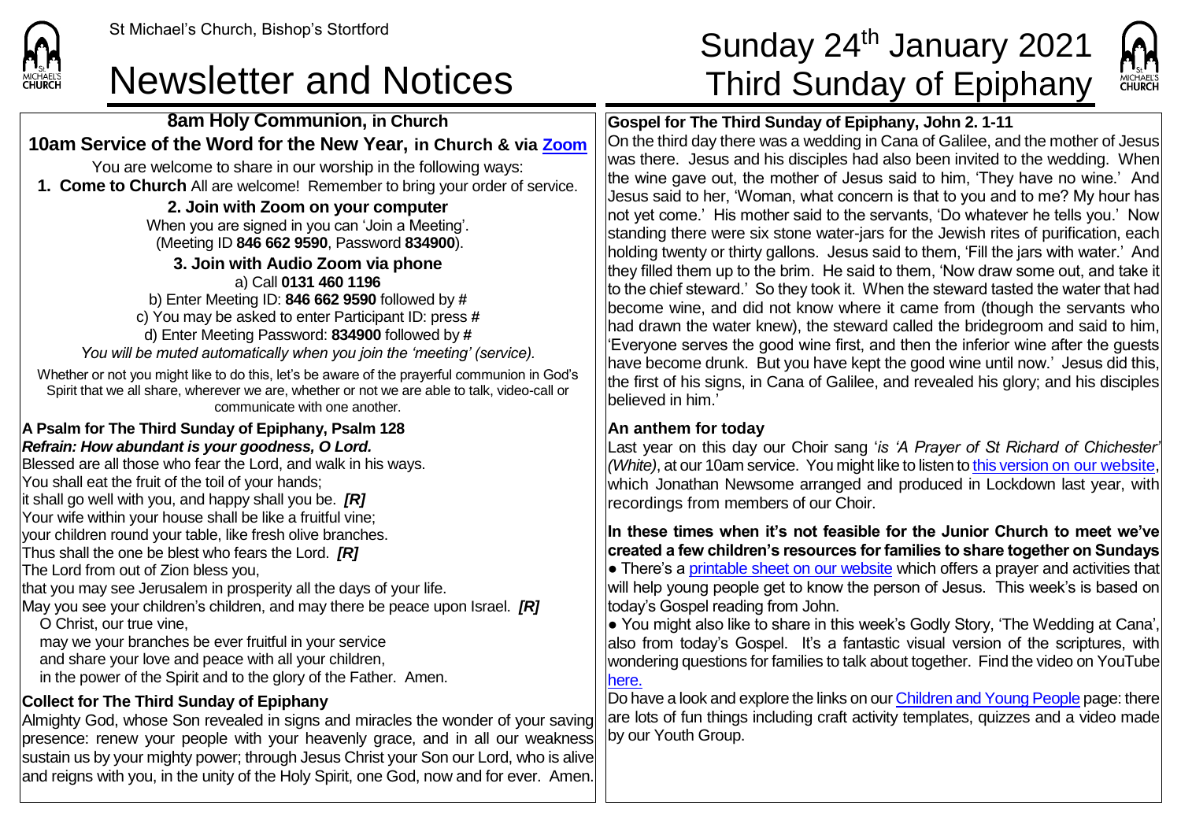St Michael's Church, Bishop's Stortford

# Newsletter and Notices

# Sunday 24th January 2021 Third Sunday of Epiphany

## 8am Holy Communion, in Church

## 10am Service of the Word for the New Year, in Church & via Zoom

You are welcome to share in our worship in the following ways:

**1. Come to Church** All are welcome! Remember to bring your order of service.

**2. Join with Zoom on your computer**

When you are signed in you can 'Join a Meeting'.
(Meeting ID **846 662 9590**, Password **834900**).

**3. Join with Audio Zoom via phone**

a) Call **0131 460 1196**
b) Enter Meeting ID: **846 662 9590** followed by **#**
c) You may be asked to enter Participant ID: press **#**
d) Enter Meeting Password: **834900** followed by **#**

*You will be muted automatically when you join the 'meeting' (service).*

Whether or not you might like to do this, let's be aware of the prayerful communion in God's Spirit that we all share, wherever we are, whether or not we are able to talk, video-call or communicate with one another.

### A Psalm for The Third Sunday of Epiphany, Psalm 128

***Refrain: How abundant is your goodness, O Lord.***

Blessed are all those who fear the Lord, and walk in his ways.
You shall eat the fruit of the toil of your hands;
it shall go well with you, and happy shall you be. ***[R]***
Your wife within your house shall be like a fruitful vine;
your children round your table, like fresh olive branches.
Thus shall the one be blest who fears the Lord. ***[R]***
The Lord from out of Zion bless you,
that you may see Jerusalem in prosperity all the days of your life.
May you see your children's children, and may there be peace upon Israel. ***[R]***
O Christ, our true vine,
may we your branches be ever fruitful in your service
and share your love and peace with all your children,
in the power of the Spirit and to the glory of the Father. Amen.

### Collect for The Third Sunday of Epiphany

Almighty God, whose Son revealed in signs and miracles the wonder of your saving presence: renew your people with your heavenly grace, and in all our weakness sustain us by your mighty power; through Jesus Christ your Son our Lord, who is alive and reigns with you, in the unity of the Holy Spirit, one God, now and for ever. Amen.

### Gospel for The Third Sunday of Epiphany, John 2. 1-11

On the third day there was a wedding in Cana of Galilee, and the mother of Jesus was there. Jesus and his disciples had also been invited to the wedding. When the wine gave out, the mother of Jesus said to him, 'They have no wine.' And Jesus said to her, 'Woman, what concern is that to you and to me? My hour has not yet come.' His mother said to the servants, 'Do whatever he tells you.' Now standing there were six stone water-jars for the Jewish rites of purification, each holding twenty or thirty gallons. Jesus said to them, 'Fill the jars with water.' And they filled them up to the brim. He said to them, 'Now draw some out, and take it to the chief steward.' So they took it. When the steward tasted the water that had become wine, and did not know where it came from (though the servants who had drawn the water knew), the steward called the bridegroom and said to him, 'Everyone serves the good wine first, and then the inferior wine after the guests have become drunk. But you have kept the good wine until now.' Jesus did this, the first of his signs, in Cana of Galilee, and revealed his glory; and his disciples believed in him.'

### An anthem for today

Last year on this day our Choir sang '*is 'A Prayer of St Richard of Chichester' (White)*, at our 10am service. You might like to listen to this version on our website, which Jonathan Newsome arranged and produced in Lockdown last year, with recordings from members of our Choir.

**In these times when it's not feasible for the Junior Church to meet we've created a few children's resources for families to share together on Sundays**

● There's a printable sheet on our website which offers a prayer and activities that will help young people get to know the person of Jesus. This week's is based on today's Gospel reading from John.

● You might also like to share in this week's Godly Story, 'The Wedding at Cana', also from today's Gospel. It's a fantastic visual version of the scriptures, with wondering questions for families to talk about together. Find the video on YouTube here.

Do have a look and explore the links on our Children and Young People page: there are lots of fun things including craft activity templates, quizzes and a video made by our Youth Group.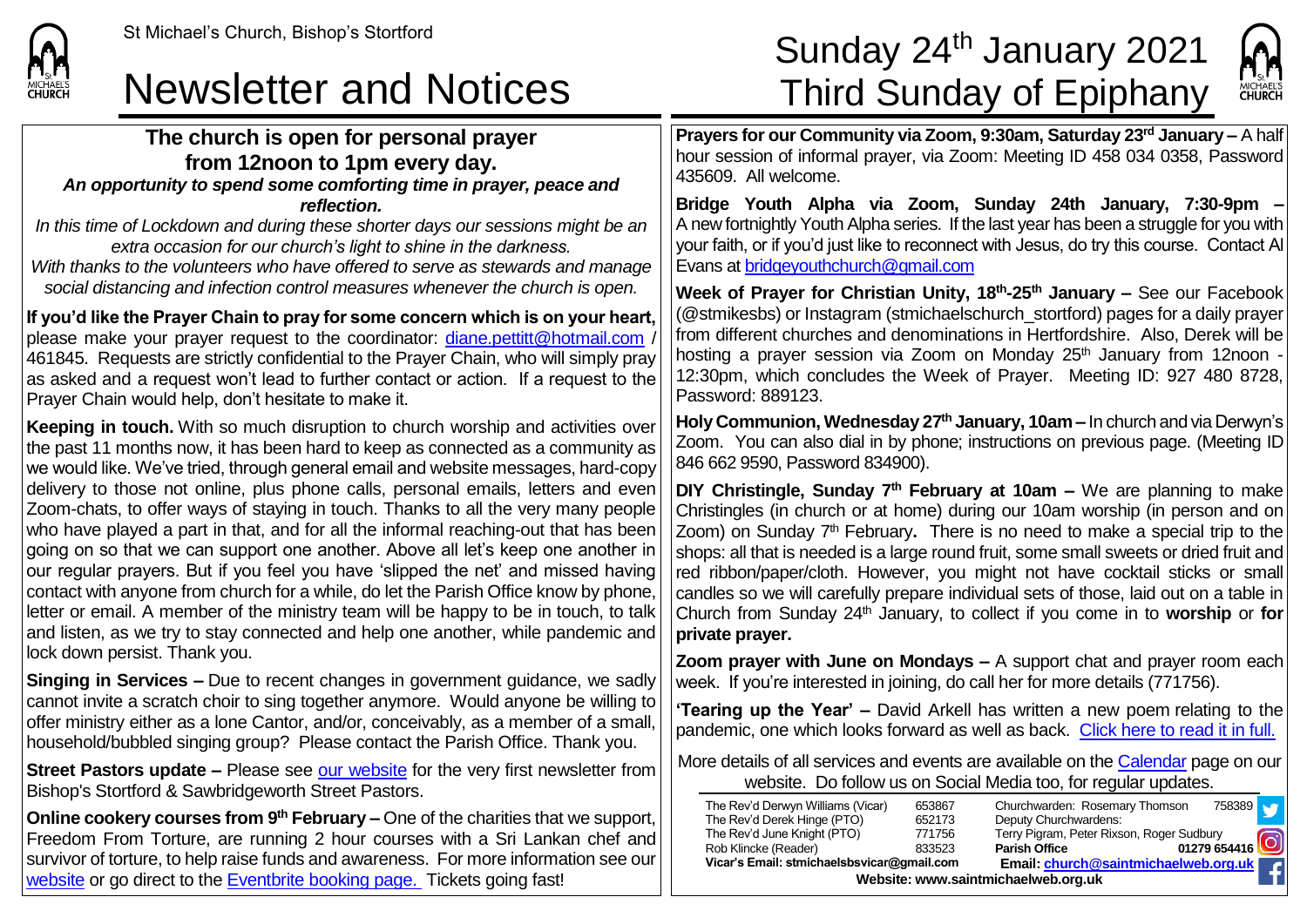St Michael's Church, Bishop's Stortford

# Newsletter and Notices

# Sunday 24th January 2021 Third Sunday of Epiphany

**The church is open for personal prayer from 12noon to 1pm every day.**

***An opportunity to spend some comforting time in prayer, peace and reflection.***

*In this time of Lockdown and during these shorter days our sessions might be an extra occasion for our church's light to shine in the darkness.*

*With thanks to the volunteers who have offered to serve as stewards and manage social distancing and infection control measures whenever the church is open.*

**If you'd like the Prayer Chain to pray for some concern which is on your heart,** please make your prayer request to the coordinator: diane.pettitt@hotmail.com / 461845. Requests are strictly confidential to the Prayer Chain, who will simply pray as asked and a request won't lead to further contact or action. If a request to the Prayer Chain would help, don't hesitate to make it.

**Keeping in touch.** With so much disruption to church worship and activities over the past 11 months now, it has been hard to keep as connected as a community as we would like. We've tried, through general email and website messages, hard-copy delivery to those not online, plus phone calls, personal emails, letters and even Zoom-chats, to offer ways of staying in touch. Thanks to all the very many people who have played a part in that, and for all the informal reaching-out that has been going on so that we can support one another. Above all let's keep one another in our regular prayers. But if you feel you have 'slipped the net' and missed having contact with anyone from church for a while, do let the Parish Office know by phone, letter or email. A member of the ministry team will be happy to be in touch, to talk and listen, as we try to stay connected and help one another, while pandemic and lock down persist. Thank you.

**Singing in Services –** Due to recent changes in government guidance, we sadly cannot invite a scratch choir to sing together anymore. Would anyone be willing to offer ministry either as a lone Cantor, and/or, conceivably, as a member of a small, household/bubbled singing group? Please contact the Parish Office. Thank you.

**Street Pastors update –** Please see our website for the very first newsletter from Bishop's Stortford & Sawbridgeworth Street Pastors.

**Online cookery courses from 9th February –** One of the charities that we support, Freedom From Torture, are running 2 hour courses with a Sri Lankan chef and survivor of torture, to help raise funds and awareness. For more information see our website or go direct to the Eventbrite booking page. Tickets going fast!

**Prayers for our Community via Zoom, 9:30am, Saturday 23rd January –** A half hour session of informal prayer, via Zoom: Meeting ID 458 034 0358, Password 435609. All welcome.

**Bridge Youth Alpha via Zoom, Sunday 24th January, 7:30-9pm –** A new fortnightly Youth Alpha series. If the last year has been a struggle for you with your faith, or if you'd just like to reconnect with Jesus, do try this course. Contact Al Evans at bridgeyouthchurch@gmail.com

**Week of Prayer for Christian Unity, 18th-25th January –** See our Facebook (@stmikesbs) or Instagram (stmichaelschurch_stortford) pages for a daily prayer from different churches and denominations in Hertfordshire. Also, Derek will be hosting a prayer session via Zoom on Monday 25th January from 12noon - 12:30pm, which concludes the Week of Prayer. Meeting ID: 927 480 8728, Password: 889123.

**Holy Communion, Wednesday 27th January, 10am –** In church and via Derwyn's Zoom. You can also dial in by phone; instructions on previous page. (Meeting ID 846 662 9590, Password 834900).

**DIY Christingle, Sunday 7th February at 10am –** We are planning to make Christingles (in church or at home) during our 10am worship (in person and on Zoom) on Sunday 7th February**.** There is no need to make a special trip to the shops: all that is needed is a large round fruit, some small sweets or dried fruit and red ribbon/paper/cloth. However, you might not have cocktail sticks or small candles so we will carefully prepare individual sets of those, laid out on a table in Church from Sunday 24th January, to collect if you come in to **worship** or **for private prayer.**

**Zoom prayer with June on Mondays –** A support chat and prayer room each week. If you're interested in joining, do call her for more details (771756).

**'Tearing up the Year' –** David Arkell has written a new poem relating to the pandemic, one which looks forward as well as back. Click here to read it in full.

More details of all services and events are available on the Calendar page on our website. Do follow us on Social Media too, for regular updates.

| | | | |
|---|---|---|---|
| The Rev'd Derwyn Williams (Vicar) | 653867 | Churchwarden: Rosemary Thomson | 758389 |
| The Rev'd Derek Hinge (PTO) | 652173 | Deputy Churchwardens: | |
| The Rev'd June Knight (PTO) | 771756 | Terry Pigram, Peter Rixson, Roger Sudbury | |
| Rob Klincke (Reader) | 833523 | **Parish Office** | **01279 654416** |
| **Vicar's Email: stmichaelsbsvicar@gmail.com** | | **Email: church@saintmichaelweb.org.uk** | |

**Website: www.saintmichaelweb.org.uk**